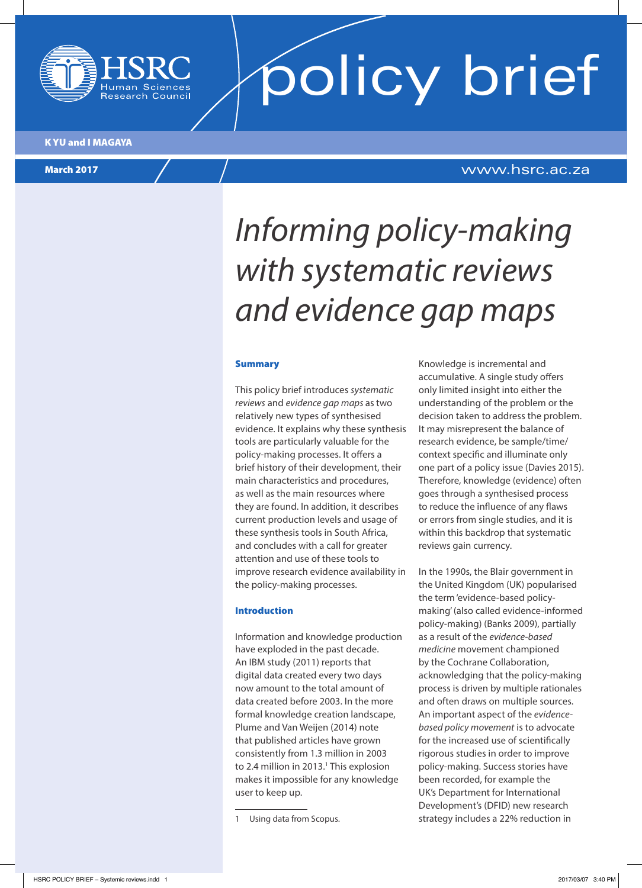HSRC Human Sciences Research Council

# policy brief

**K YU and I MAGAYA**

**March 2017**

www.hsrc.ac.za

# *Informing policy-making with systematic reviews and evidence gap maps*

## Summary

This policy brief introduces *systematic reviews* and *evidence gap maps* as two relatively new types of synthesised evidence. It explains why these synthesis tools are particularly valuable for the policy-making processes. It offers a brief history of their development, their main characteristics and procedures, as well as the main resources where they are found. In addition, it describes current production levels and usage of these synthesis tools in South Africa, and concludes with a call for greater attention and use of these tools to improve research evidence availability in the policy-making processes.

## Introduction

Information and knowledge production have exploded in the past decade. An IBM study (2011) reports that digital data created every two days now amount to the total amount of data created before 2003. In the more formal knowledge creation landscape, Plume and Van Weijen (2014) note that published articles have grown consistently from 1.3 million in 2003 to 2.4 million in 2013.[1] This explosion makes it impossible for any knowledge user to keep up.

Knowledge is incremental and accumulative. A single study offers only limited insight into either the understanding of the problem or the decision taken to address the problem. It may misrepresent the balance of research evidence, be sample/time/context specific and illuminate only one part of a policy issue (Davies 2015). Therefore, knowledge (evidence) often goes through a synthesised process to reduce the influence of any flaws or errors from single studies, and it is within this backdrop that systematic reviews gain currency.

In the 1990s, the Blair government in the United Kingdom (UK) popularised the term 'evidence-based policy-making' (also called evidence-informed policy-making) (Banks 2009), partially as a result of the *evidence-based medicine* movement championed by the Cochrane Collaboration, acknowledging that the policy-making process is driven by multiple rationales and often draws on multiple sources. An important aspect of the *evidence-based policy movement* is to advocate for the increased use of scientifically rigorous studies in order to improve policy-making. Success stories have been recorded, for example the UK's Department for International Development's (DFID) new research strategy includes a 22% reduction in

---

1 Using data from Scopus.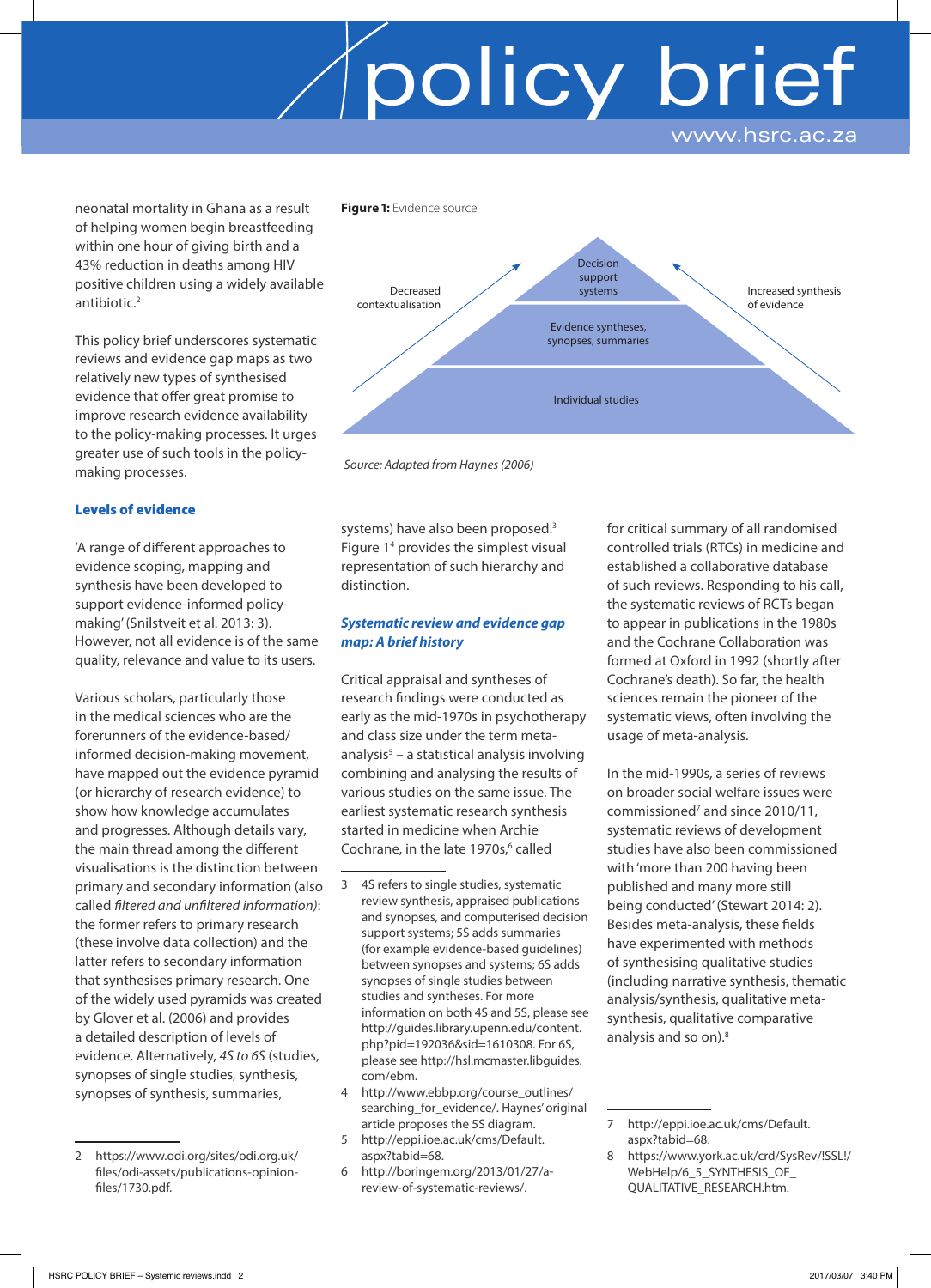neonatal mortality in Ghana as a result of helping women begin breastfeeding within one hour of giving birth and a 43% reduction in deaths among HIV positive children using a widely available antibiotic.[2]

This policy brief underscores systematic reviews and evidence gap maps as two relatively new types of synthesised evidence that offer great promise to improve research evidence availability to the policy-making processes. It urges greater use of such tools in the policy-making processes.

**Figure 1:** Evidence source

Decision support systems

Evidence syntheses, synopses, summaries

Individual studies

Decreased contextualisation

Increased synthesis of evidence

*Source: Adapted from Haynes (2006)*

## Levels of evidence

'A range of different approaches to evidence scoping, mapping and synthesis have been developed to support evidence-informed policy-making' (Snilstveit et al. 2013: 3). However, not all evidence is of the same quality, relevance and value to its users.

Various scholars, particularly those in the medical sciences who are the forerunners of the evidence-based/informed decision-making movement, have mapped out the evidence pyramid (or hierarchy of research evidence) to show how knowledge accumulates and progresses. Although details vary, the main thread among the different visualisations is the distinction between primary and secondary information (also called *filtered and unfiltered information*): the former refers to primary research (these involve data collection) and the latter refers to secondary information that synthesises primary research. One of the widely used pyramids was created by Glover et al. (2006) and provides a detailed description of levels of evidence. Alternatively, *4S to 6S* (studies, synopses of single studies, synthesis, synopses of synthesis, summaries, systems) have also been proposed.[3] Figure 1[4] provides the simplest visual representation of such hierarchy and distinction.

### *Systematic review and evidence gap map: A brief history*

Critical appraisal and syntheses of research findings were conducted as early as the mid-1970s in psychotherapy and class size under the term meta-analysis[5] – a statistical analysis involving combining and analysing the results of various studies on the same issue. The earliest systematic research synthesis started in medicine when Archie Cochrane, in the late 1970s,[6] called for critical summary of all randomised controlled trials (RTCs) in medicine and established a collaborative database of such reviews. Responding to his call, the systematic reviews of RCTs began to appear in publications in the 1980s and the Cochrane Collaboration was formed at Oxford in 1992 (shortly after Cochrane's death). So far, the health sciences remain the pioneer of the systematic views, often involving the usage of meta-analysis.

In the mid-1990s, a series of reviews on broader social welfare issues were commissioned[7] and since 2010/11, systematic reviews of development studies have also been commissioned with 'more than 200 having been published and many more still being conducted' (Stewart 2014: 2). Besides meta-analysis, these fields have experimented with methods of synthesising qualitative studies (including narrative synthesis, thematic analysis/synthesis, qualitative meta-synthesis, qualitative comparative analysis and so on).[8]

---

2 https://www.odi.org/sites/odi.org.uk/files/odi-assets/publications-opinion-files/1730.pdf.

3 4S refers to single studies, systematic review synthesis, appraised publications and synopses, and computerised decision support systems; 5S adds summaries (for example evidence-based guidelines) between synopses and systems; 6S adds synopses of single studies between studies and syntheses. For more information on both 4S and 5S, please see http://guides.library.upenn.edu/content.php?pid=192036&sid=1610308. For 6S, please see http://hsl.mcmaster.libguides.com/ebm.

4 http://www.ebbp.org/course_outlines/searching_for_evidence/. Haynes' original article proposes the 5S diagram.

5 http://eppi.ioe.ac.uk/cms/Default.aspx?tabid=68.

6 http://boringem.org/2013/01/27/a-review-of-systematic-reviews/.

7 http://eppi.ioe.ac.uk/cms/Default.aspx?tabid=68.

8 https://www.york.ac.uk/crd/SysRev/!SSL!/WebHelp/6_5_SYNTHESIS_OF_QUALITATIVE_RESEARCH.htm.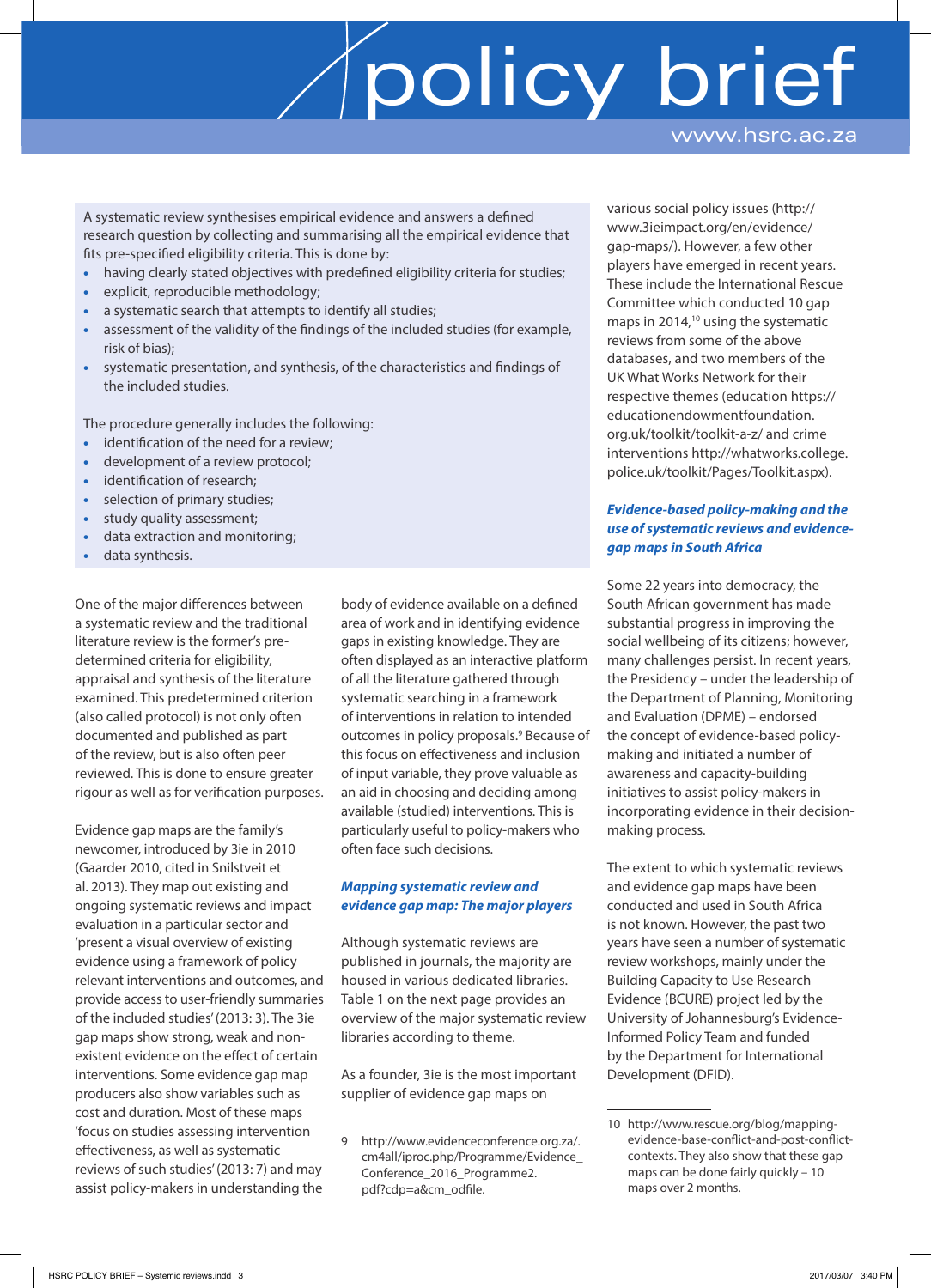A systematic review synthesises empirical evidence and answers a defined research question by collecting and summarising all the empirical evidence that fits pre-specified eligibility criteria. This is done by:

- having clearly stated objectives with predefined eligibility criteria for studies;
- explicit, reproducible methodology;
- a systematic search that attempts to identify all studies;
- assessment of the validity of the findings of the included studies (for example, risk of bias);
- systematic presentation, and synthesis, of the characteristics and findings of the included studies.

The procedure generally includes the following:

- identification of the need for a review;
- development of a review protocol;
- identification of research;
- selection of primary studies;
- study quality assessment;
- data extraction and monitoring;
- data synthesis.

One of the major differences between a systematic review and the traditional literature review is the former's pre-determined criteria for eligibility, appraisal and synthesis of the literature examined. This predetermined criterion (also called protocol) is not only often documented and published as part of the review, but is also often peer reviewed. This is done to ensure greater rigour as well as for verification purposes.

Evidence gap maps are the family's newcomer, introduced by 3ie in 2010 (Gaarder 2010, cited in Snilstveit et al. 2013). They map out existing and ongoing systematic reviews and impact evaluation in a particular sector and 'present a visual overview of existing evidence using a framework of policy relevant interventions and outcomes, and provide access to user-friendly summaries of the included studies' (2013: 3). The 3ie gap maps show strong, weak and non-existent evidence on the effect of certain interventions. Some evidence gap map producers also show variables such as cost and duration. Most of these maps 'focus on studies assessing intervention effectiveness, as well as systematic reviews of such studies' (2013: 7) and may assist policy-makers in understanding the body of evidence available on a defined area of work and in identifying evidence gaps in existing knowledge. They are often displayed as an interactive platform of all the literature gathered through systematic searching in a framework of interventions in relation to intended outcomes in policy proposals.[9] Because of this focus on effectiveness and inclusion of input variable, they prove valuable as an aid in choosing and deciding among available (studied) interventions. This is particularly useful to policy-makers who often face such decisions.

### *Mapping systematic review and evidence gap map: The major players*

Although systematic reviews are published in journals, the majority are housed in various dedicated libraries. Table 1 on the next page provides an overview of the major systematic review libraries according to theme.

As a founder, 3ie is the most important supplier of evidence gap maps on various social policy issues (http://www.3ieimpact.org/en/evidence/gap-maps/). However, a few other players have emerged in recent years. These include the International Rescue Committee which conducted 10 gap maps in 2014,[10] using the systematic reviews from some of the above databases, and two members of the UK What Works Network for their respective themes (education https://educationendowmentfoundation.org.uk/toolkit/toolkit-a-z/ and crime interventions http://whatworks.college.police.uk/toolkit/Pages/Toolkit.aspx).

### *Evidence-based policy-making and the use of systematic reviews and evidence-gap maps in South Africa*

Some 22 years into democracy, the South African government has made substantial progress in improving the social wellbeing of its citizens; however, many challenges persist. In recent years, the Presidency – under the leadership of the Department of Planning, Monitoring and Evaluation (DPME) – endorsed the concept of evidence-based policy-making and initiated a number of awareness and capacity-building initiatives to assist policy-makers in incorporating evidence in their decision-making process.

The extent to which systematic reviews and evidence gap maps have been conducted and used in South Africa is not known. However, the past two years have seen a number of systematic review workshops, mainly under the Building Capacity to Use Research Evidence (BCURE) project led by the University of Johannesburg's Evidence-Informed Policy Team and funded by the Department for International Development (DFID).

---

9 http://www.evidenceconference.org.za/cm4all/iproc.php/Programme/Evidence_Conference_2016_Programme2.pdf?cdp=a&cm_odfile.

10 http://www.rescue.org/blog/mapping-evidence-base-conflict-and-post-conflict-contexts. They also show that these gap maps can be done fairly quickly – 10 maps over 2 months.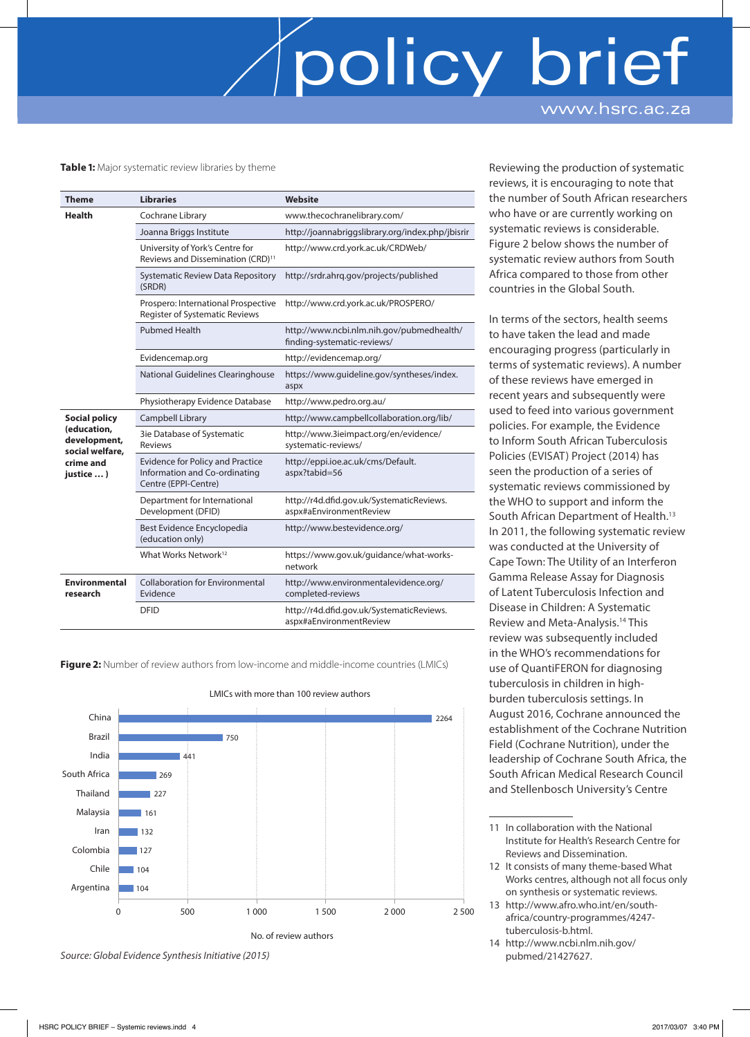**Table 1:** Major systematic review libraries by theme

| Theme | Libraries | Website |
|---|---|---|
| **Health** | Cochrane Library | www.thecochranelibrary.com/ |
| | Joanna Briggs Institute | http://joannabriggslibrary.org/index.php/jbisrir |
| | University of York's Centre for Reviews and Dissemination (CRD)[11] | http://www.crd.york.ac.uk/CRDWeb/ |
| | Systematic Review Data Repository (SRDR) | http://srdr.ahrq.gov/projects/published |
| | Prospero: International Prospective Register of Systematic Reviews | http://www.crd.york.ac.uk/PROSPERO/ |
| | Pubmed Health | http://www.ncbi.nlm.nih.gov/pubmedhealth/finding-systematic-reviews/ |
| | Evidencemap.org | http://evidencemap.org/ |
| | National Guidelines Clearinghouse | https://www.guideline.gov/syntheses/index.aspx |
| | Physiotherapy Evidence Database | http://www.pedro.org.au/ |
| **Social policy (education, development, social welfare, crime and justice … )** | Campbell Library | http://www.campbellcollaboration.org/lib/ |
| | 3ie Database of Systematic Reviews | http://www.3ieimpact.org/en/evidence/systematic-reviews/ |
| | Evidence for Policy and Practice Information and Co-ordinating Centre (EPPI-Centre) | http://eppi.ioe.ac.uk/cms/Default.aspx?tabid=56 |
| | Department for International Development (DFID) | http://r4d.dfid.gov.uk/SystematicReviews.aspx#aEnvironmentReview |
| | Best Evidence Encyclopedia (education only) | http://www.bestevidence.org/ |
| | What Works Network[12] | https://www.gov.uk/guidance/what-works-network |
| **Environmental research** | Collaboration for Environmental Evidence | http://www.environmentalevidence.org/completed-reviews |
| | DFID | http://r4d.dfid.gov.uk/SystematicReviews.aspx#aEnvironmentReview |

**Figure 2:** Number of review authors from low-income and middle-income countries (LMICs)

LMICs with more than 100 review authors

| Country | No. of review authors |
|---|---|
| China | 2264 |
| Brazil | 750 |
| India | 441 |
| South Africa | 269 |
| Thailand | 227 |
| Malaysia | 161 |
| Iran | 132 |
| Colombia | 127 |
| Chile | 104 |
| Argentina | 104 |

*Source: Global Evidence Synthesis Initiative (2015)*

Reviewing the production of systematic reviews, it is encouraging to note that the number of South African researchers who have or are currently working on systematic reviews is considerable. Figure 2 below shows the number of systematic review authors from South Africa compared to those from other countries in the Global South.

In terms of the sectors, health seems to have taken the lead and made encouraging progress (particularly in terms of systematic reviews). A number of these reviews have emerged in recent years and subsequently were used to feed into various government policies. For example, the Evidence to Inform South African Tuberculosis Policies (EVISAT) Project (2014) has seen the production of a series of systematic reviews commissioned by the WHO to support and inform the South African Department of Health.[13] In 2011, the following systematic review was conducted at the University of Cape Town: The Utility of an Interferon Gamma Release Assay for Diagnosis of Latent Tuberculosis Infection and Disease in Children: A Systematic Review and Meta-Analysis.[14] This review was subsequently included in the WHO's recommendations for use of QuantiFERON for diagnosing tuberculosis in children in high-burden tuberculosis settings. In August 2016, Cochrane announced the establishment of the Cochrane Nutrition Field (Cochrane Nutrition), under the leadership of Cochrane South Africa, the South African Medical Research Council and Stellenbosch University's Centre

---

11 In collaboration with the National Institute for Health's Research Centre for Reviews and Dissemination.

12 It consists of many theme-based What Works centres, although not all focus only on synthesis or systematic reviews.

13 http://www.afro.who.int/en/south-africa/country-programmes/4247-tuberculosis-b.html.

14 http://www.ncbi.nlm.nih.gov/pubmed/21427627.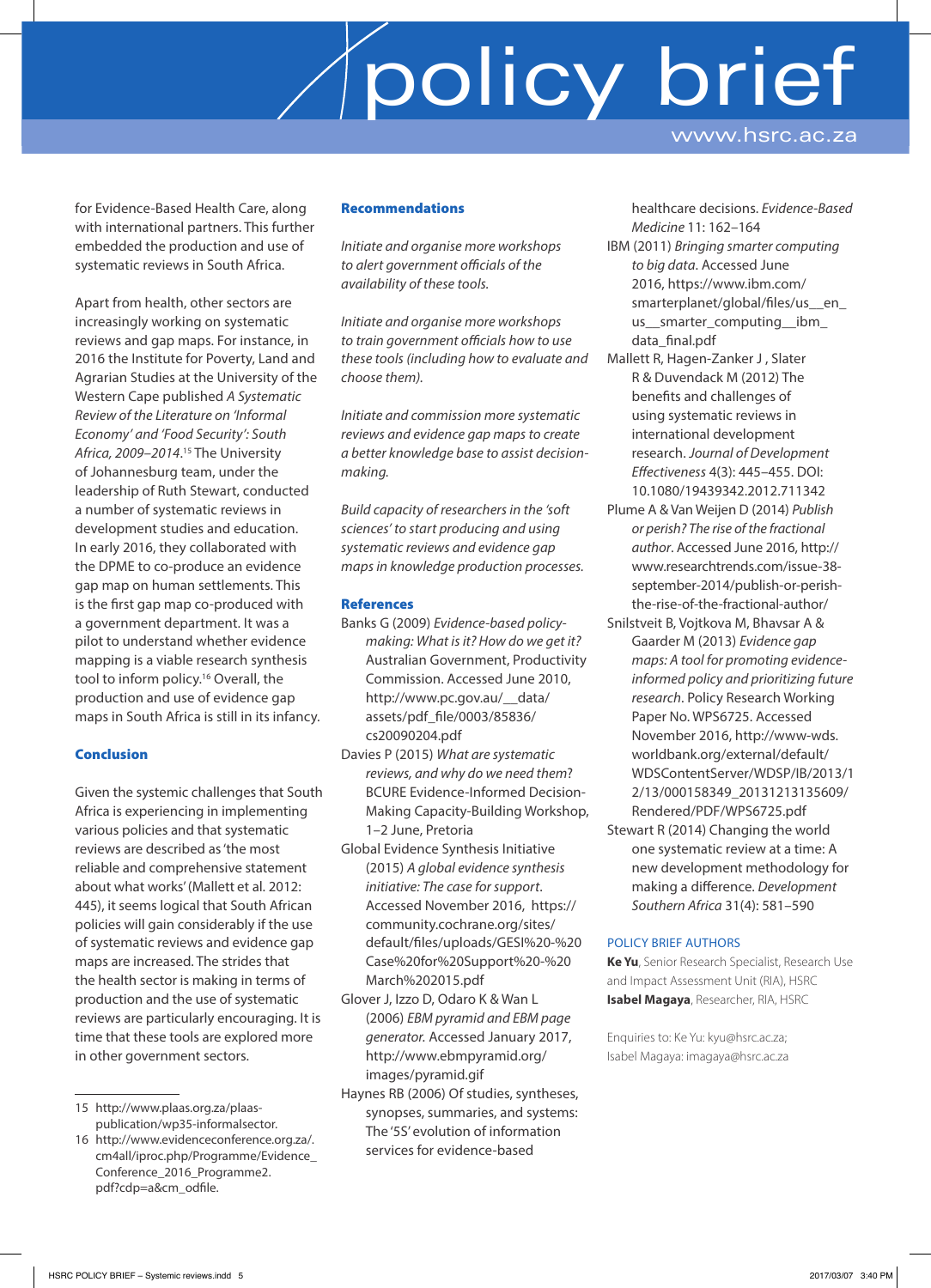for Evidence-Based Health Care, along with international partners. This further embedded the production and use of systematic reviews in South Africa.

Apart from health, other sectors are increasingly working on systematic reviews and gap maps. For instance, in 2016 the Institute for Poverty, Land and Agrarian Studies at the University of the Western Cape published *A Systematic Review of the Literature on 'Informal Economy' and 'Food Security': South Africa, 2009–2014*.[15] The University of Johannesburg team, under the leadership of Ruth Stewart, conducted a number of systematic reviews in development studies and education. In early 2016, they collaborated with the DPME to co-produce an evidence gap map on human settlements. This is the first gap map co-produced with a government department. It was a pilot to understand whether evidence mapping is a viable research synthesis tool to inform policy.[16] Overall, the production and use of evidence gap maps in South Africa is still in its infancy.

## Conclusion

Given the systemic challenges that South Africa is experiencing in implementing various policies and that systematic reviews are described as 'the most reliable and comprehensive statement about what works' (Mallett et al. 2012: 445), it seems logical that South African policies will gain considerably if the use of systematic reviews and evidence gap maps are increased. The strides that the health sector is making in terms of production and the use of systematic reviews are particularly encouraging. It is time that these tools are explored more in other government sectors.

15 http://www.plaas.org.za/plaas-publication/wp35-informalsector.

16 http://www.evidenceconference.org.za/.cm4all/iproc.php/Programme/Evidence_Conference_2016_Programme2.pdf?cdp=a&cm_odfile.

## Recommendations

*Initiate and organise more workshops to alert government officials of the availability of these tools.*

*Initiate and organise more workshops to train government officials how to use these tools (including how to evaluate and choose them).*

*Initiate and commission more systematic reviews and evidence gap maps to create a better knowledge base to assist decision-making.*

*Build capacity of researchers in the 'soft sciences' to start producing and using systematic reviews and evidence gap maps in knowledge production processes.*

## References

Banks G (2009) *Evidence-based policy-making: What is it? How do we get it?* Australian Government, Productivity Commission. Accessed June 2010, http://www.pc.gov.au/__data/assets/pdf_file/0003/85836/cs20090204.pdf

Davies P (2015) *What are systematic reviews, and why do we need them*? BCURE Evidence-Informed Decision-Making Capacity-Building Workshop, 1–2 June, Pretoria

Global Evidence Synthesis Initiative (2015) *A global evidence synthesis initiative: The case for support*. Accessed November 2016, https://community.cochrane.org/sites/default/files/uploads/GESI%20-%20Case%20for%20Support%20-%20March%202015.pdf

Glover J, Izzo D, Odaro K & Wan L (2006) *EBM pyramid and EBM page generator*. Accessed January 2017, http://www.ebmpyramid.org/images/pyramid.gif

Haynes RB (2006) Of studies, syntheses, synopses, summaries, and systems: The '5S' evolution of information services for evidence-based healthcare decisions. *Evidence-Based Medicine* 11: 162–164

IBM (2011) *Bringing smarter computing to big data*. Accessed June 2016, https://www.ibm.com/smarterplanet/global/files/us__en_us__smarter_computing__ibm_data_final.pdf

Mallett R, Hagen-Zanker J , Slater R & Duvendack M (2012) The benefits and challenges of using systematic reviews in international development research. *Journal of Development Effectiveness* 4(3): 445–455. DOI: 10.1080/19439342.2012.711342

Plume A & Van Weijen D (2014) *Publish or perish? The rise of the fractional author*. Accessed June 2016, http://www.researchtrends.com/issue-38-september-2014/publish-or-perish-the-rise-of-the-fractional-author/

Snilstveit B, Vojtkova M, Bhavsar A & Gaarder M (2013) *Evidence gap maps: A tool for promoting evidence-informed policy and prioritizing future research*. Policy Research Working Paper No. WPS6725. Accessed November 2016, http://www-wds.worldbank.org/external/default/WDSContentServer/WDSP/IB/2013/12/13/000158349_20131213135609/Rendered/PDF/WPS6725.pdf

Stewart R (2014) Changing the world one systematic review at a time: A new development methodology for making a difference. *Development Southern Africa* 31(4): 581–590

POLICY BRIEF AUTHORS

**Ke Yu**, Senior Research Specialist, Research Use and Impact Assessment Unit (RIA), HSRC

**Isabel Magaya**, Researcher, RIA, HSRC

Enquiries to: Ke Yu: kyu@hsrc.ac.za; Isabel Magaya: imagaya@hsrc.ac.za